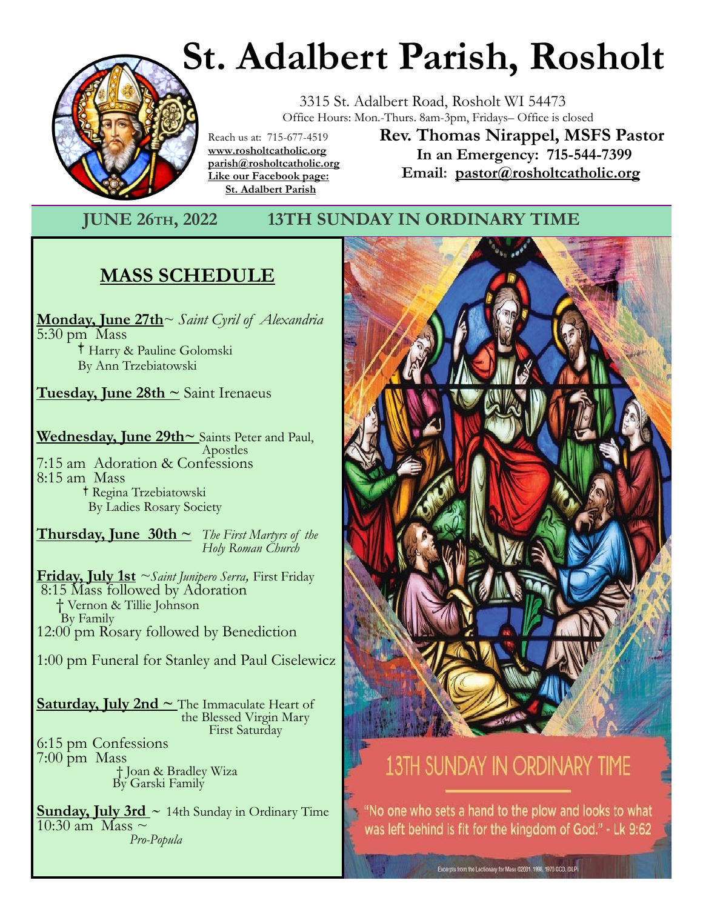# St. Adalbert Parish, Rosholt

3315 St. Adalbert Road, Rosholt WI 54473
Office Hours: Mon.-Thurs. 8am-3pm, Fridays– Office is closed

Reach us at: 715-677-4519
**www.rosholtcatholic.org**
**parish@rosholtcatholic.org**
**Like our Facebook page: St. Adalbert Parish**

**Rev. Thomas Nirappel, MSFS Pastor**
**In an Emergency: 715-544-7399**
**Email: pastor@rosholtcatholic.org**

## JUNE 26TH, 2022 13TH SUNDAY IN ORDINARY TIME

## MASS SCHEDULE

**Monday, June 27th**~ *Saint Cyril of Alexandria*
5:30 pm Mass
† Harry & Pauline Golomski
By Ann Trzebiatowski

**Tuesday, June 28th ~** Saint Irenaeus

**Wednesday, June 29th~** Saints Peter and Paul, Apostles
7:15 am Adoration & Confessions
8:15 am Mass
† Regina Trzebiatowski
By Ladies Rosary Society

**Thursday, June 30th ~** *The First Martyrs of the Holy Roman Church*

**Friday, July 1st** ~*Saint Junipero Serra,* First Friday
8:15 Mass followed by Adoration
† Vernon & Tillie Johnson
By Family
12:00 pm Rosary followed by Benediction

1:00 pm Funeral for Stanley and Paul Ciselewicz

**Saturday, July 2nd ~** The Immaculate Heart of the Blessed Virgin Mary
First Saturday
6:15 pm Confessions
7:00 pm Mass
† Joan & Bradley Wiza
By Garski Family

**Sunday, July 3rd** ~ 14th Sunday in Ordinary Time
10:30 am Mass ~
*Pro-Popula*

13TH SUNDAY IN ORDINARY TIME

"No one who sets a hand to the plow and looks to what was left behind is fit for the kingdom of God." - Lk 9:62

Excerpts from the Lectionary for Mass ©2001, 1998, 1970 CCD. ©LPi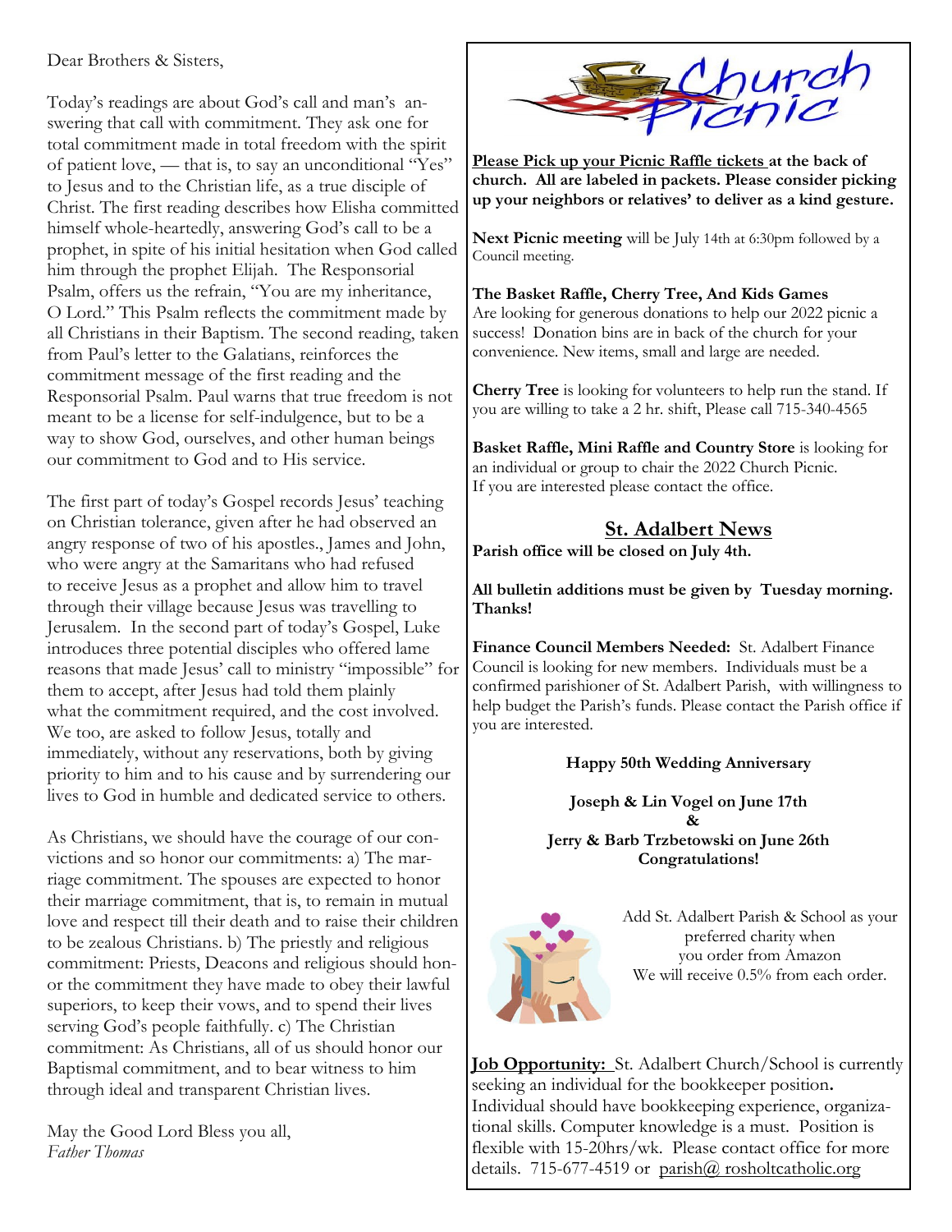Dear Brothers & Sisters,

Today's readings are about God's call and man's answering that call with commitment. They ask one for total commitment made in total freedom with the spirit of patient love, — that is, to say an unconditional "Yes" to Jesus and to the Christian life, as a true disciple of Christ. The first reading describes how Elisha committed himself whole-heartedly, answering God's call to be a prophet, in spite of his initial hesitation when God called him through the prophet Elijah. The Responsorial Psalm, offers us the refrain, "You are my inheritance, O Lord." This Psalm reflects the commitment made by all Christians in their Baptism. The second reading, taken from Paul's letter to the Galatians, reinforces the commitment message of the first reading and the Responsorial Psalm. Paul warns that true freedom is not meant to be a license for self-indulgence, but to be a way to show God, ourselves, and other human beings our commitment to God and to His service.

The first part of today's Gospel records Jesus' teaching on Christian tolerance, given after he had observed an angry response of two of his apostles., James and John, who were angry at the Samaritans who had refused to receive Jesus as a prophet and allow him to travel through their village because Jesus was travelling to Jerusalem. In the second part of today's Gospel, Luke introduces three potential disciples who offered lame reasons that made Jesus' call to ministry "impossible" for them to accept, after Jesus had told them plainly what the commitment required, and the cost involved. We too, are asked to follow Jesus, totally and immediately, without any reservations, both by giving priority to him and to his cause and by surrendering our lives to God in humble and dedicated service to others.

As Christians, we should have the courage of our convictions and so honor our commitments: a) The marriage commitment. The spouses are expected to honor their marriage commitment, that is, to remain in mutual love and respect till their death and to raise their children to be zealous Christians. b) The priestly and religious commitment: Priests, Deacons and religious should honor the commitment they have made to obey their lawful superiors, to keep their vows, and to spend their lives serving God's people faithfully. c) The Christian commitment: As Christians, all of us should honor our Baptismal commitment, and to bear witness to him through ideal and transparent Christian lives.

May the Good Lord Bless you all,
*Father Thomas*

# Church Picnic

**Please Pick up your Picnic Raffle tickets at the back of church. All are labeled in packets. Please consider picking up your neighbors or relatives' to deliver as a kind gesture.**

**Next Picnic meeting** will be July 14th at 6:30pm followed by a Council meeting.

**The Basket Raffle, Cherry Tree, And Kids Games**
Are looking for generous donations to help our 2022 picnic a success! Donation bins are in back of the church for your convenience. New items, small and large are needed.

**Cherry Tree** is looking for volunteers to help run the stand. If you are willing to take a 2 hr. shift, Please call 715-340-4565

**Basket Raffle, Mini Raffle and Country Store** is looking for an individual or group to chair the 2022 Church Picnic. If you are interested please contact the office.

## St. Adalbert News

**Parish office will be closed on July 4th.**

**All bulletin additions must be given by Tuesday morning. Thanks!**

**Finance Council Members Needed:** St. Adalbert Finance Council is looking for new members. Individuals must be a confirmed parishioner of St. Adalbert Parish, with willingness to help budget the Parish's funds. Please contact the Parish office if you are interested.

**Happy 50th Wedding Anniversary**

**Joseph & Lin Vogel on June 17th**
**&**
**Jerry & Barb Trzbetowski on June 26th**
**Congratulations!**

Add St. Adalbert Parish & School as your preferred charity when you order from Amazon
We will receive 0.5% from each order.

**Job Opportunity:** St. Adalbert Church/School is currently seeking an individual for the bookkeeper position**.** Individual should have bookkeeping experience, organizational skills. Computer knowledge is a must. Position is flexible with 15-20hrs/wk. Please contact office for more details. 715-677-4519 or parish@ rosholtcatholic.org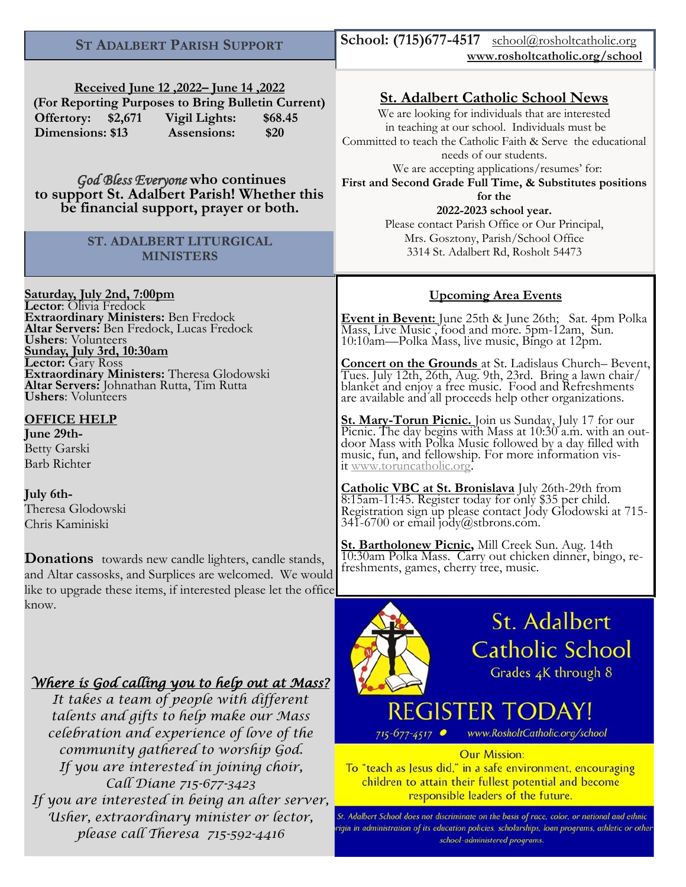## St Adalbert Parish Support

**Received June 12 ,2022– June 14 ,2022**
**(For Reporting Purposes to Bring Bulletin Current)**

| | | | |
|---|---|---|---|
| **Offertory:** | **$2,671** | **Vigil Lights:** | **$68.45** |
| **Dimensions: $13** | | **Assensions:** | **$20** |

***God Bless Everyone* who continues to support St. Adalbert Parish! Whether this be financial support, prayer or both.**

## St. Adalbert Liturgical Ministers

**Saturday, July 2nd, 7:00pm**
**Lector**: Olivia Fredock
**Extraordinary Ministers:** Ben Fredock
**Altar Servers:** Ben Fredock, Lucas Fredock
**Ushers**: Volunteers
**Sunday, July 3rd, 10:30am**
**Lector:** Gary Ross
**Extraordinary Ministers:** Theresa Glodowski
**Altar Servers:** Johnathan Rutta, Tim Rutta
**Ushers**: Volunteers

**OFFICE HELP**

**June 29th-**
Betty Garski
Barb Richter

**July 6th-**
Theresa Glodowski
Chris Kaminiski

**Donations** towards new candle lighters, candle stands, and Altar cassosks, and Surplices are welcomed. We would like to upgrade these items, if interested please let the office know.

*Where is God calling you to help out at Mass?*
*It takes a team of people with different talents and gifts to help make our Mass celebration and experience of love of the community gathered to worship God.*
*If you are interested in joining choir, Call Diane 715-677-3423*
*If you are interested in being an alter server, Usher, extraordinary minister or lector, please call Theresa 715-592-4416*

**School: (715)677-4517** school@rosholtcatholic.org
**www.rosholtcatholic.org/school**

## St. Adalbert Catholic School News

We are looking for individuals that are interested in teaching at our school. Individuals must be Committed to teach the Catholic Faith & Serve the educational needs of our students.
We are accepting applications/resumes' for:
**First and Second Grade Full Time, & Substitutes positions for the 2022-2023 school year.**
Please contact Parish Office or Our Principal, Mrs. Gosztony, Parish/School Office
3314 St. Adalbert Rd, Rosholt 54473

## Upcoming Area Events

**Event in Bevent:** June 25th & June 26th; Sat. 4pm Polka Mass, Live Music , food and more. 5pm-12am, Sun. 10:10am—Polka Mass, live music, Bingo at 12pm.

**Concert on the Grounds** at St. Ladislaus Church– Bevent, Tues. July 12th, 26th, Aug. 9th, 23rd. Bring a lawn chair/ blanket and enjoy a free music. Food and Refreshments are available and all proceeds help other organizations.

**St. Mary-Torun Picnic.** Join us Sunday, July 17 for our Picnic. The day begins with Mass at 10:30 a.m. with an outdoor Mass with Polka Music followed by a day filled with music, fun, and fellowship. For more information visit www.toruncatholic.org.

**Catholic VBC at St. Bronislava** July 26th-29th from 8:15am-11:45. Register today for only $35 per child. Registration sign up please contact Jody Glodowski at 715-341-6700 or email jody@stbrons.com.

**St. Bartholonew Picnic,** Mill Creek Sun. Aug. 14th 10:30am Polka Mass. Carry out chicken dinner, bingo, refreshments, games, cherry tree, music.

St. Adalbert Catholic School
Grades 4K through 8

REGISTER TODAY!

715-677-4517 • www.RosholtCatholic.org/school

Our Mission:
To "teach as Jesus did," in a safe environment, encouraging children to attain their fullest potential and become responsible leaders of the future.

*St. Adalbert School does not discriminate on the basis of race, color, or national and ethnic origin in administration of its education policies, scholarships, loan programs, athletic or other school-administered programs.*